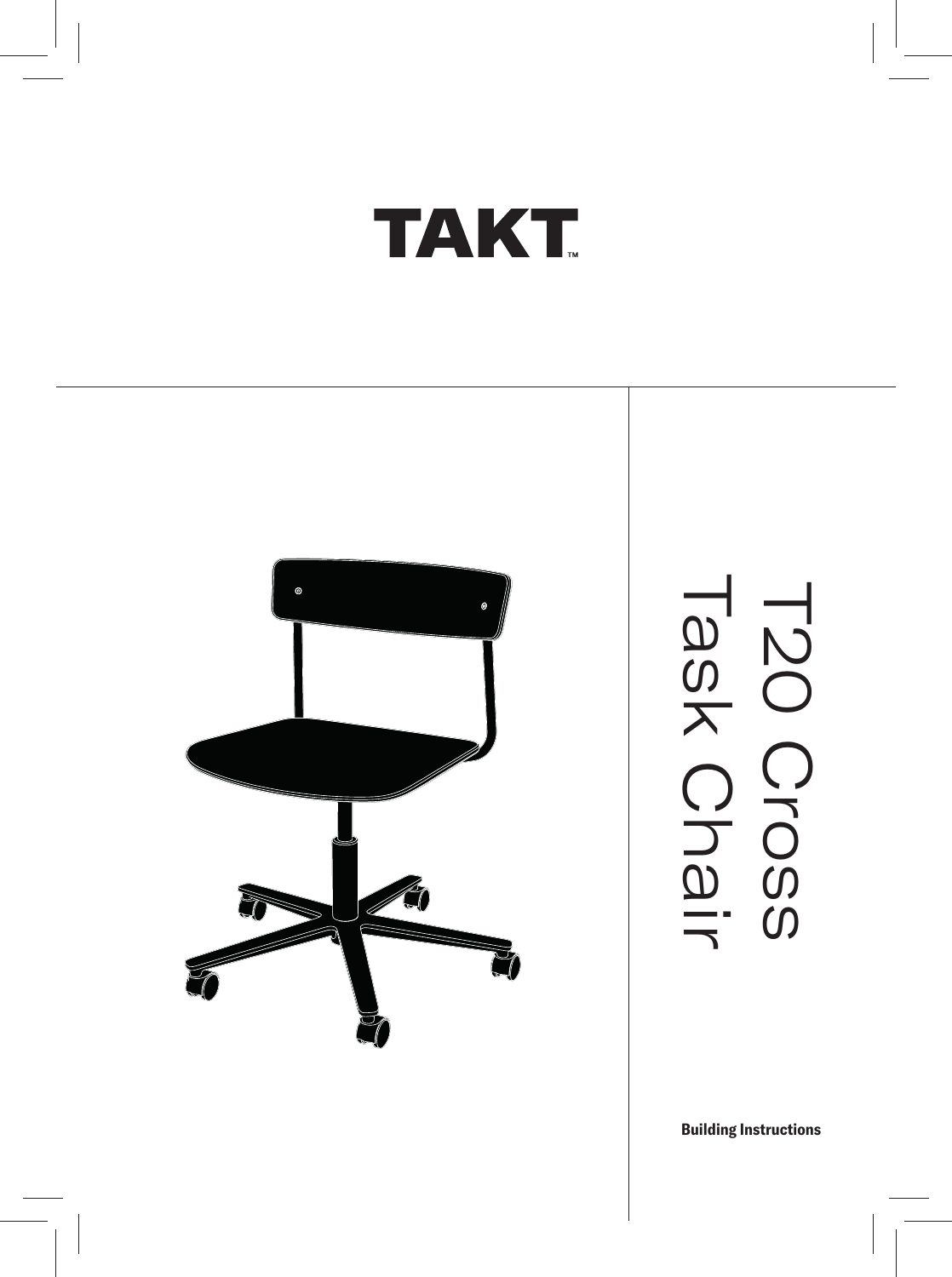# TAKT™

# T20 Cross Task Chair

**Building Instructions**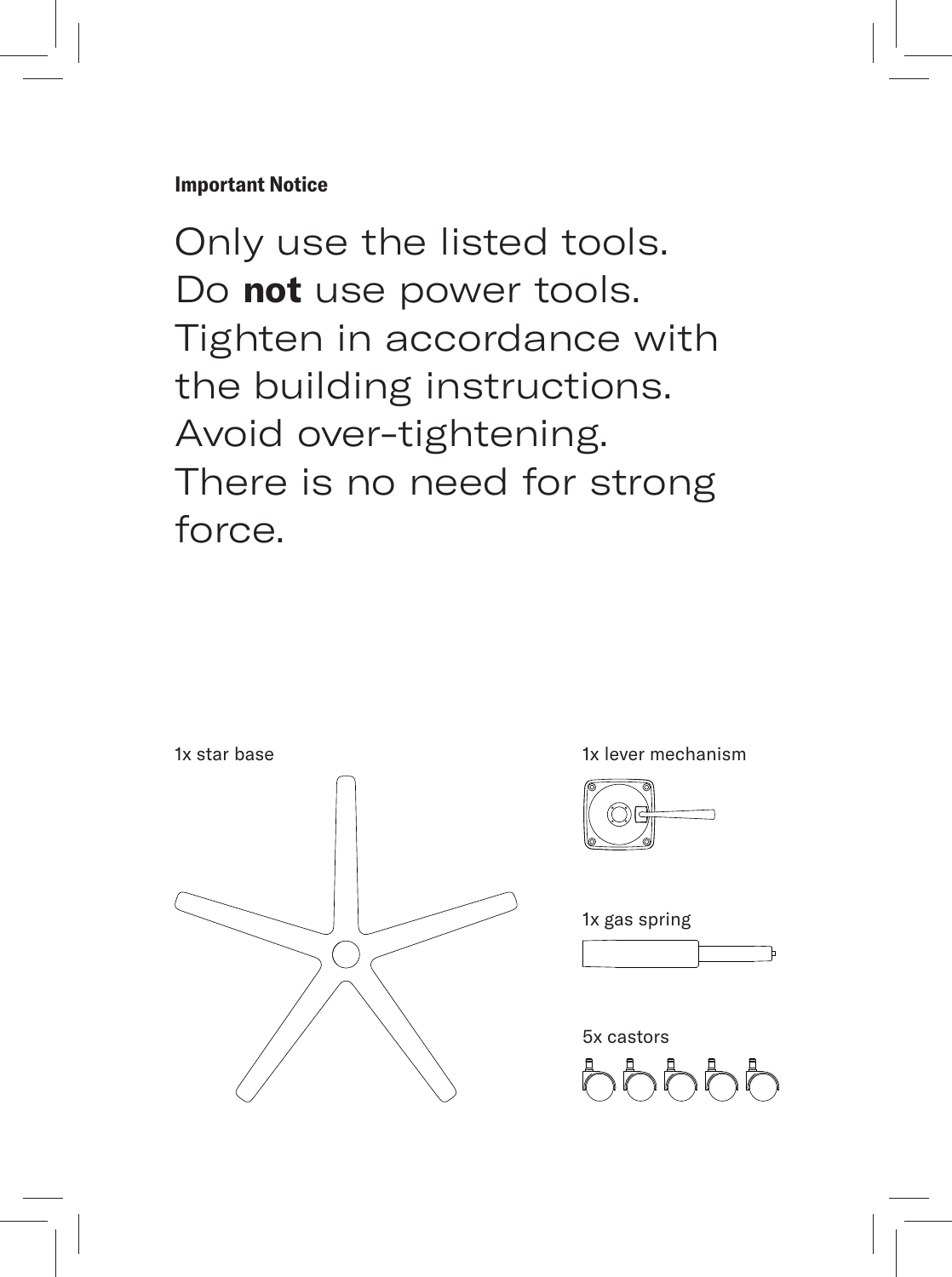**Important Notice**

Only use the listed tools.
Do **not** use power tools.
Tighten in accordance with the building instructions.
Avoid over-tightening.
There is no need for strong force.

1x star base

1x lever mechanism

1x gas spring

5x castors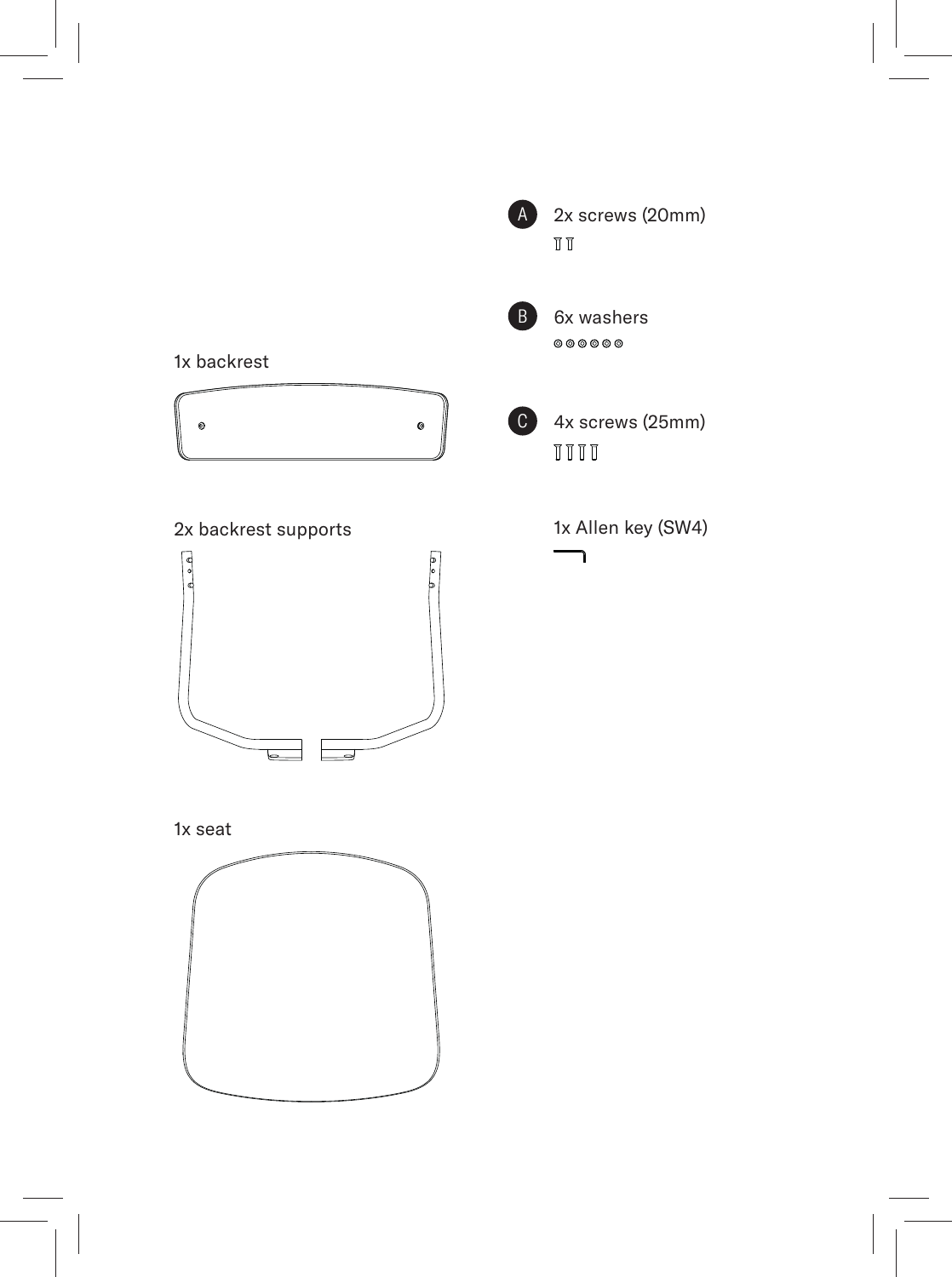1x backrest

2x backrest supports

1x seat

**A** 2x screws (20mm)

**B** 6x washers

**C** 4x screws (25mm)

1x Allen key (SW4)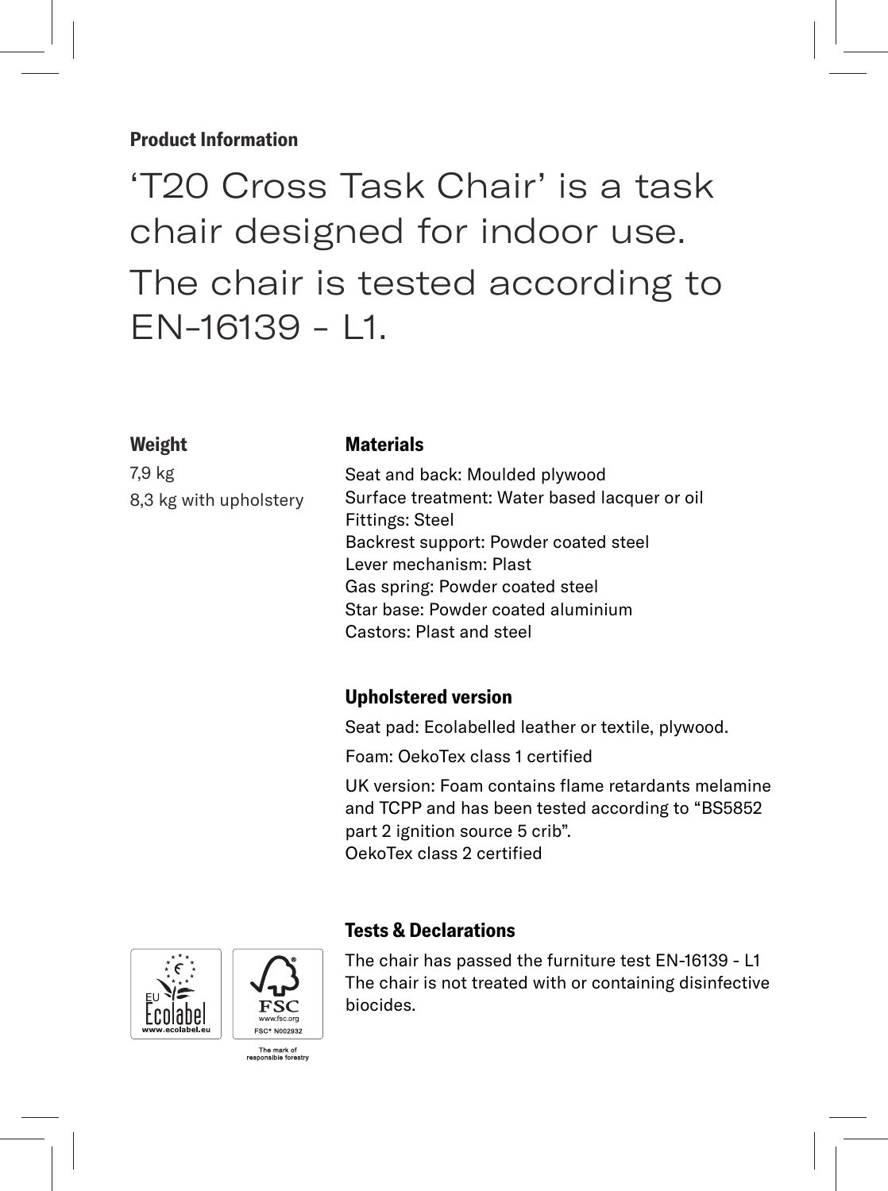**Product Information**

# 'T20 Cross Task Chair' is a task chair designed for indoor use.

# The chair is tested according to EN-16139 - L1.

### Weight

7,9 kg
8,3 kg with upholstery

### Materials

Seat and back: Moulded plywood
Surface treatment: Water based lacquer or oil
Fittings: Steel
Backrest support: Powder coated steel
Lever mechanism: Plast
Gas spring: Powder coated steel
Star base: Powder coated aluminium
Castors: Plast and steel

### Upholstered version

Seat pad: Ecolabelled leather or textile, plywood.

Foam: OekoTex class 1 certified

UK version: Foam contains flame retardants melamine and TCPP and has been tested according to "BS5852 part 2 ignition source 5 crib".
OekoTex class 2 certified

### Tests & Declarations

The chair has passed the furniture test EN-16139 - L1
The chair is not treated with or containing disinfective biocides.

EU Ecolabel www.ecolabel.eu

FSC www.fsc.org FSC® N002932

The mark of responsible forestry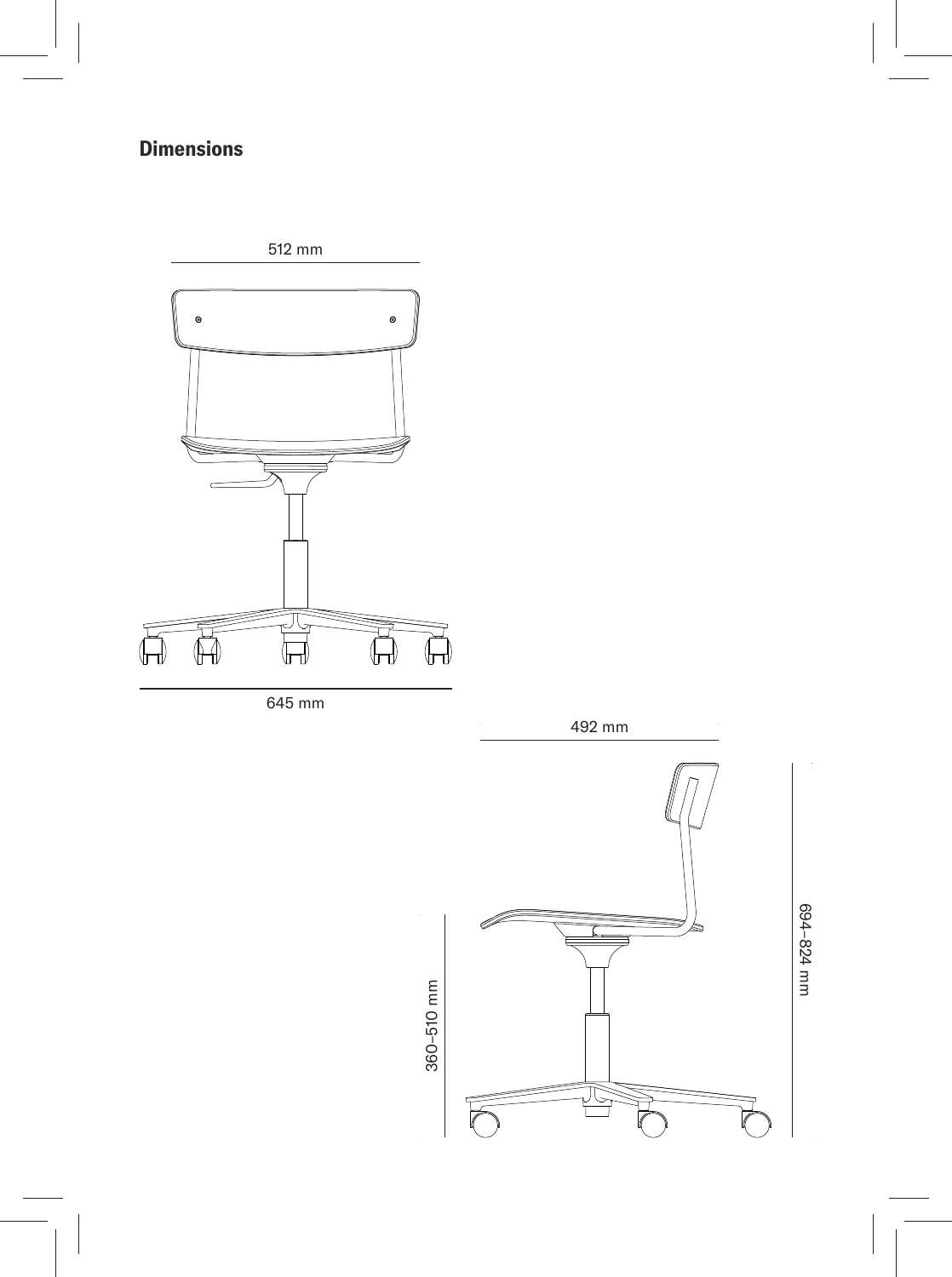## Dimensions

512 mm

645 mm

492 mm

360–510 mm

694–824 mm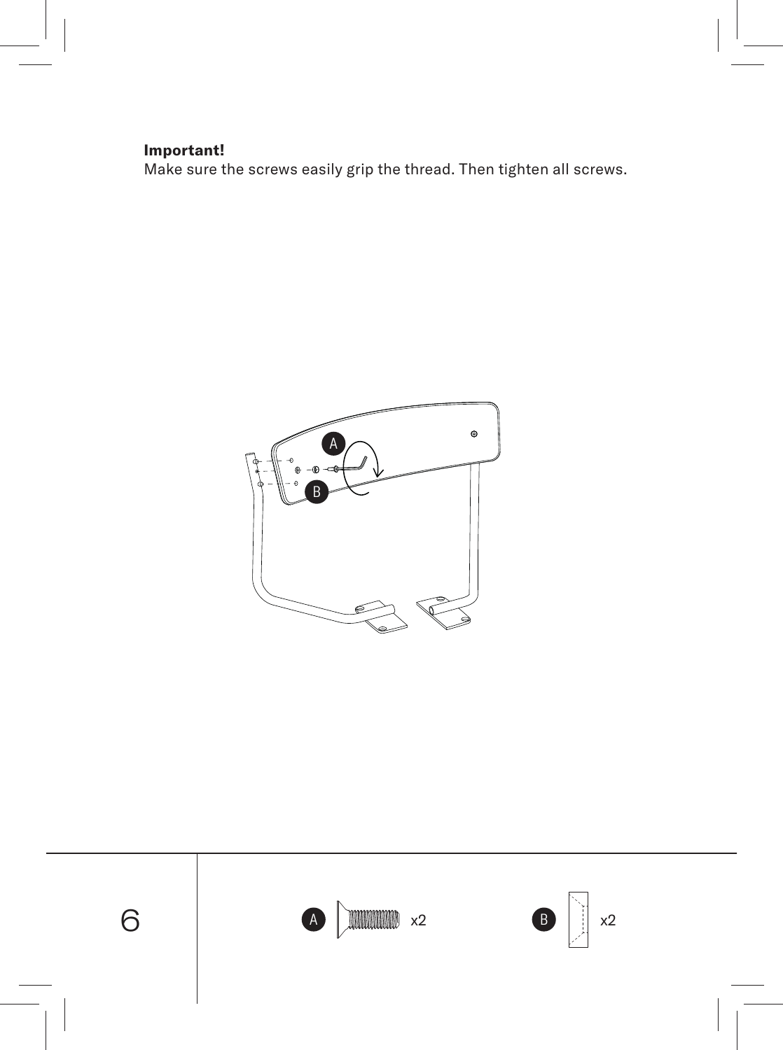**Important!**
Make sure the screws easily grip the thread. Then tighten all screws.

6

A x2

B x2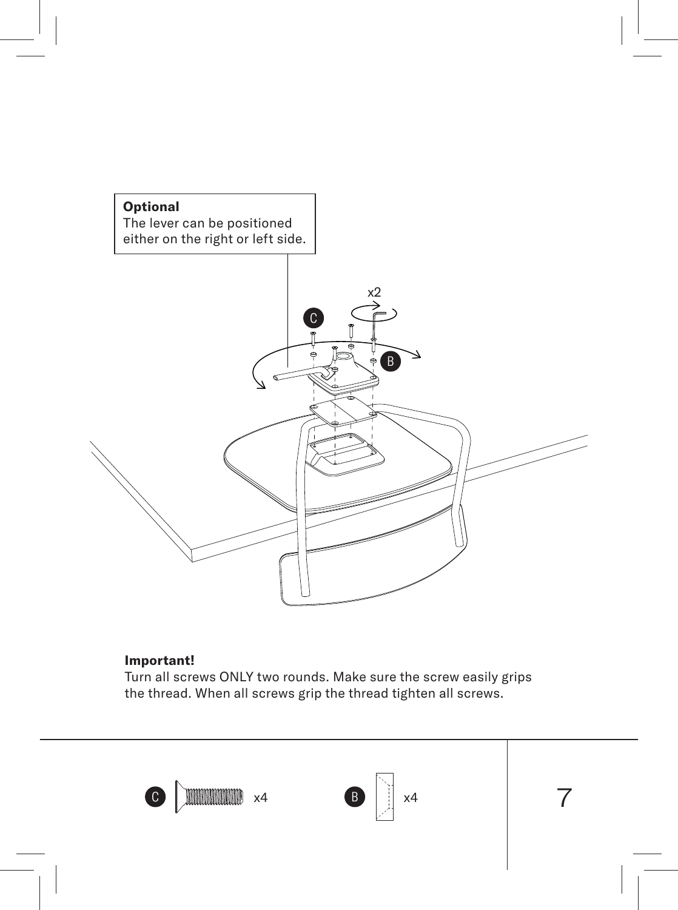**Optional**
The lever can be positioned either on the right or left side.

x2

C

B

**Important!**
Turn all screws ONLY two rounds. Make sure the screw easily grips the thread. When all screws grip the thread tighten all screws.

C x4

B x4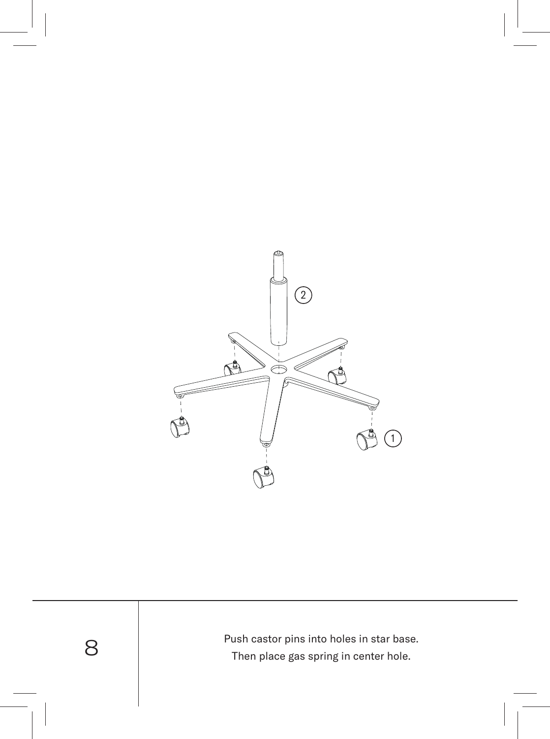8

Push castor pins into holes in star base.
Then place gas spring in center hole.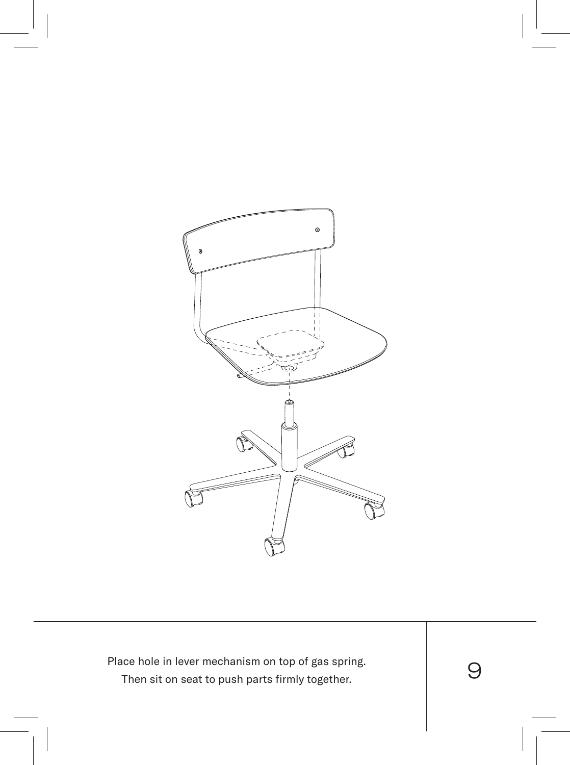Place hole in lever mechanism on top of gas spring.
Then sit on seat to push parts firmly together.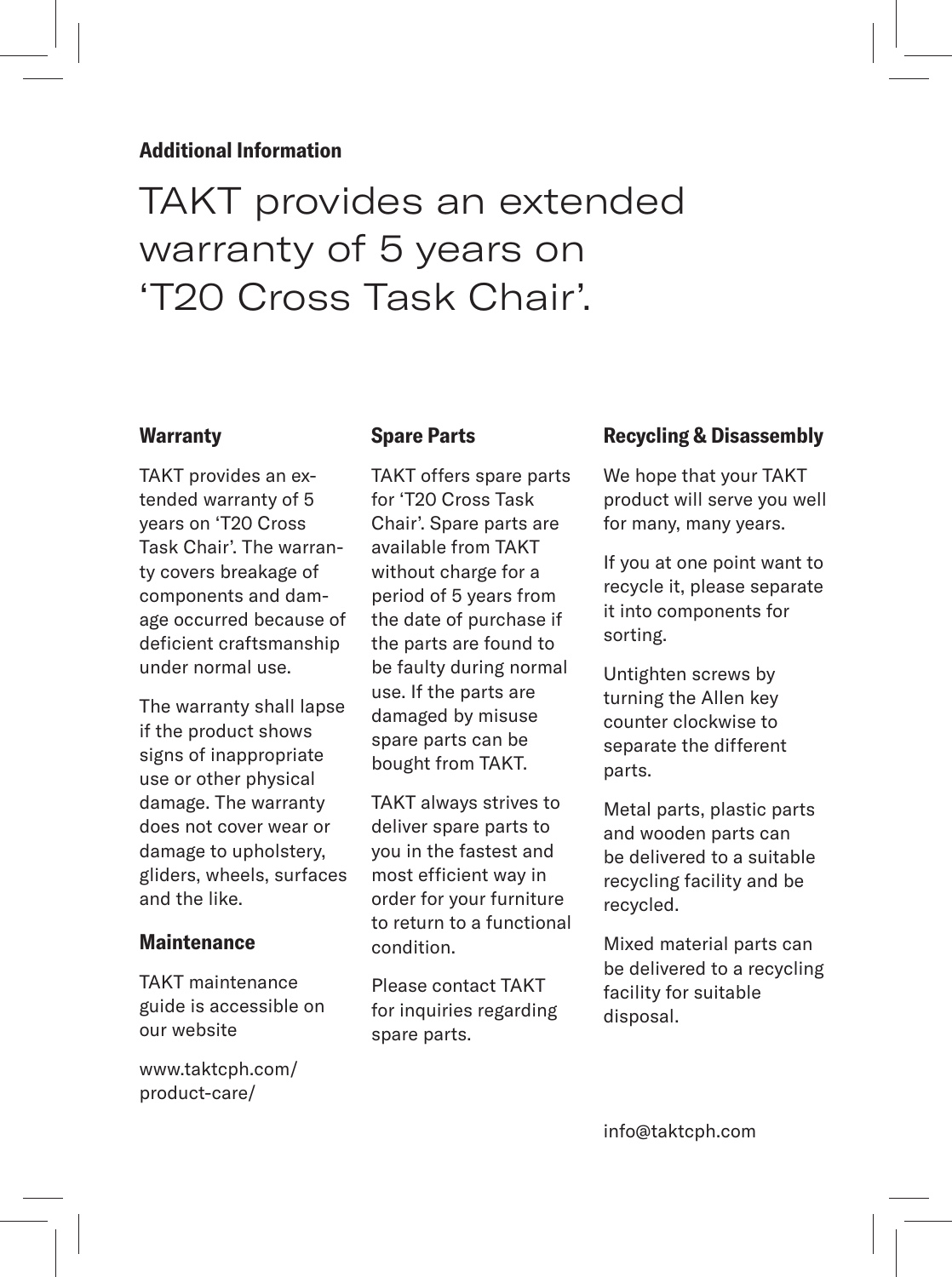**Additional Information**

# TAKT provides an extended warranty of 5 years on 'T20 Cross Task Chair'.

## Warranty

TAKT provides an extended warranty of 5 years on 'T20 Cross Task Chair'. The warranty covers breakage of components and damage occurred because of deficient craftsmanship under normal use.

The warranty shall lapse if the product shows signs of inappropriate use or other physical damage. The warranty does not cover wear or damage to upholstery, gliders, wheels, surfaces and the like.

## Maintenance

TAKT maintenance guide is accessible on our website

www.taktcph.com/product-care/

## Spare Parts

TAKT offers spare parts for 'T20 Cross Task Chair'. Spare parts are available from TAKT without charge for a period of 5 years from the date of purchase if the parts are found to be faulty during normal use. If the parts are damaged by misuse spare parts can be bought from TAKT.

TAKT always strives to deliver spare parts to you in the fastest and most efficient way in order for your furniture to return to a functional condition.

Please contact TAKT for inquiries regarding spare parts.

## Recycling & Disassembly

We hope that your TAKT product will serve you well for many, many years.

If you at one point want to recycle it, please separate it into components for sorting.

Untighten screws by turning the Allen key counter clockwise to separate the different parts.

Metal parts, plastic parts and wooden parts can be delivered to a suitable recycling facility and be recycled.

Mixed material parts can be delivered to a recycling facility for suitable disposal.

info@taktcph.com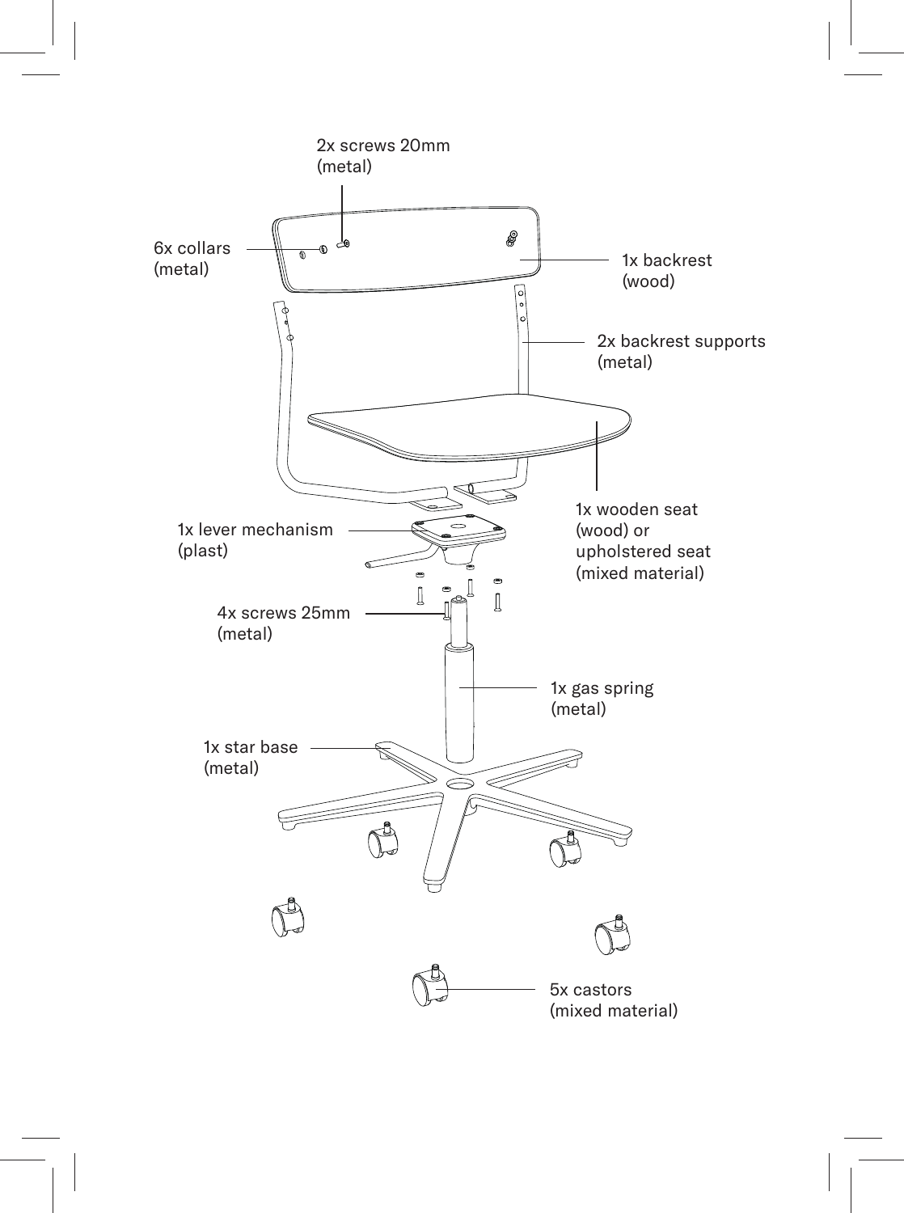2x screws 20mm
(metal)

6x collars
(metal)

1x backrest
(wood)

2x backrest supports
(metal)

1x wooden seat
(wood) or
upholstered seat
(mixed material)

1x lever mechanism
(plast)

4x screws 25mm
(metal)

1x gas spring
(metal)

1x star base
(metal)

5x castors
(mixed material)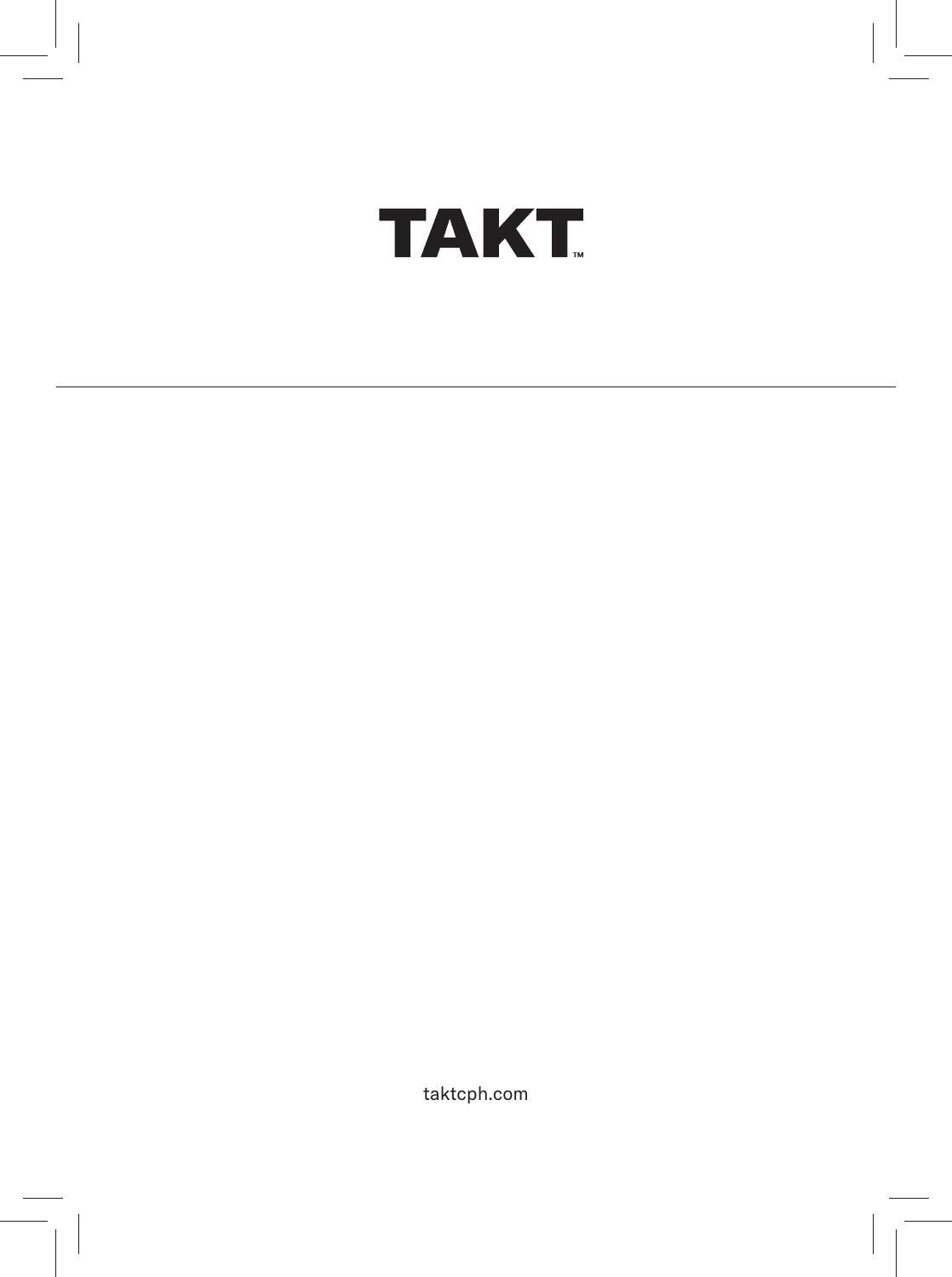# TAKT™

taktcph.com